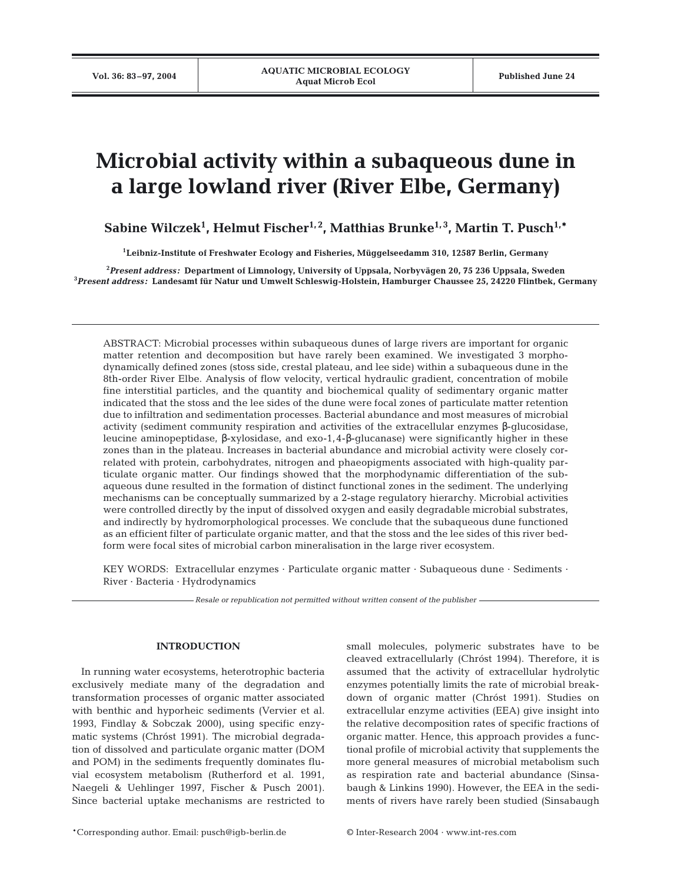# Microbial activity within a subaqueous dune in a large lowland river (River Elbe, Germany)

**Sabine Wilczek[1], Helmut Fischer[1,2], Matthias Brunke[1,3], Martin T. Pusch[1,*]**

[1]Leibniz-Institute of Freshwater Ecology and Fisheries, Müggelseedamm 310, 12587 Berlin, Germany

[2]*Present address:* Department of Limnology, University of Uppsala, Norbyvägen 20, 75 236 Uppsala, Sweden
[3]*Present address:* Landesamt für Natur und Umwelt Schleswig-Holstein, Hamburger Chaussee 25, 24220 Flintbek, Germany

ABSTRACT: Microbial processes within subaqueous dunes of large rivers are important for organic matter retention and decomposition but have rarely been examined. We investigated 3 morphodynamically defined zones (stoss side, crestal plateau, and lee side) within a subaqueous dune in the 8th-order River Elbe. Analysis of flow velocity, vertical hydraulic gradient, concentration of mobile fine interstitial particles, and the quantity and biochemical quality of sedimentary organic matter indicated that the stoss and the lee sides of the dune were focal zones of particulate matter retention due to infiltration and sedimentation processes. Bacterial abundance and most measures of microbial activity (sediment community respiration and activities of the extracellular enzymes β-glucosidase, leucine aminopeptidase, β-xylosidase, and exo-1,4-β-glucanase) were significantly higher in these zones than in the plateau. Increases in bacterial abundance and microbial activity were closely correlated with protein, carbohydrates, nitrogen and phaeopigments associated with high-quality particulate organic matter. Our findings showed that the morphodynamic differentiation of the subaqueous dune resulted in the formation of distinct functional zones in the sediment. The underlying mechanisms can be conceptually summarized by a 2-stage regulatory hierarchy. Microbial activities were controlled directly by the input of dissolved oxygen and easily degradable microbial substrates, and indirectly by hydromorphological processes. We conclude that the subaqueous dune functioned as an efficient filter of particulate organic matter, and that the stoss and the lee sides of this river bedform were focal sites of microbial carbon mineralisation in the large river ecosystem.

KEY WORDS: Extracellular enzymes · Particulate organic matter · Subaqueous dune · Sediments · River · Bacteria · Hydrodynamics

*Resale or republication not permitted without written consent of the publisher*

## INTRODUCTION

In running water ecosystems, heterotrophic bacteria exclusively mediate many of the degradation and transformation processes of organic matter associated with benthic and hyporheic sediments (Vervier et al. 1993, Findlay & Sobczak 2000), using specific enzymatic systems (Chróst 1991). The microbial degradation of dissolved and particulate organic matter (DOM and POM) in the sediments frequently dominates fluvial ecosystem metabolism (Rutherford et al. 1991, Naegeli & Uehlinger 1997, Fischer & Pusch 2001). Since bacterial uptake mechanisms are restricted to small molecules, polymeric substrates have to be cleaved extracellularly (Chróst 1994). Therefore, it is assumed that the activity of extracellular hydrolytic enzymes potentially limits the rate of microbial breakdown of organic matter (Chróst 1991). Studies on extracellular enzyme activities (EEA) give insight into the relative decomposition rates of specific fractions of organic matter. Hence, this approach provides a functional profile of microbial activity that supplements the more general measures of microbial metabolism such as respiration rate and bacterial abundance (Sinsabaugh & Linkins 1990). However, the EEA in the sediments of rivers have rarely been studied (Sinsabaugh

*Corresponding author. Email: pusch@igb-berlin.de

© Inter-Research 2004 · www.int-res.com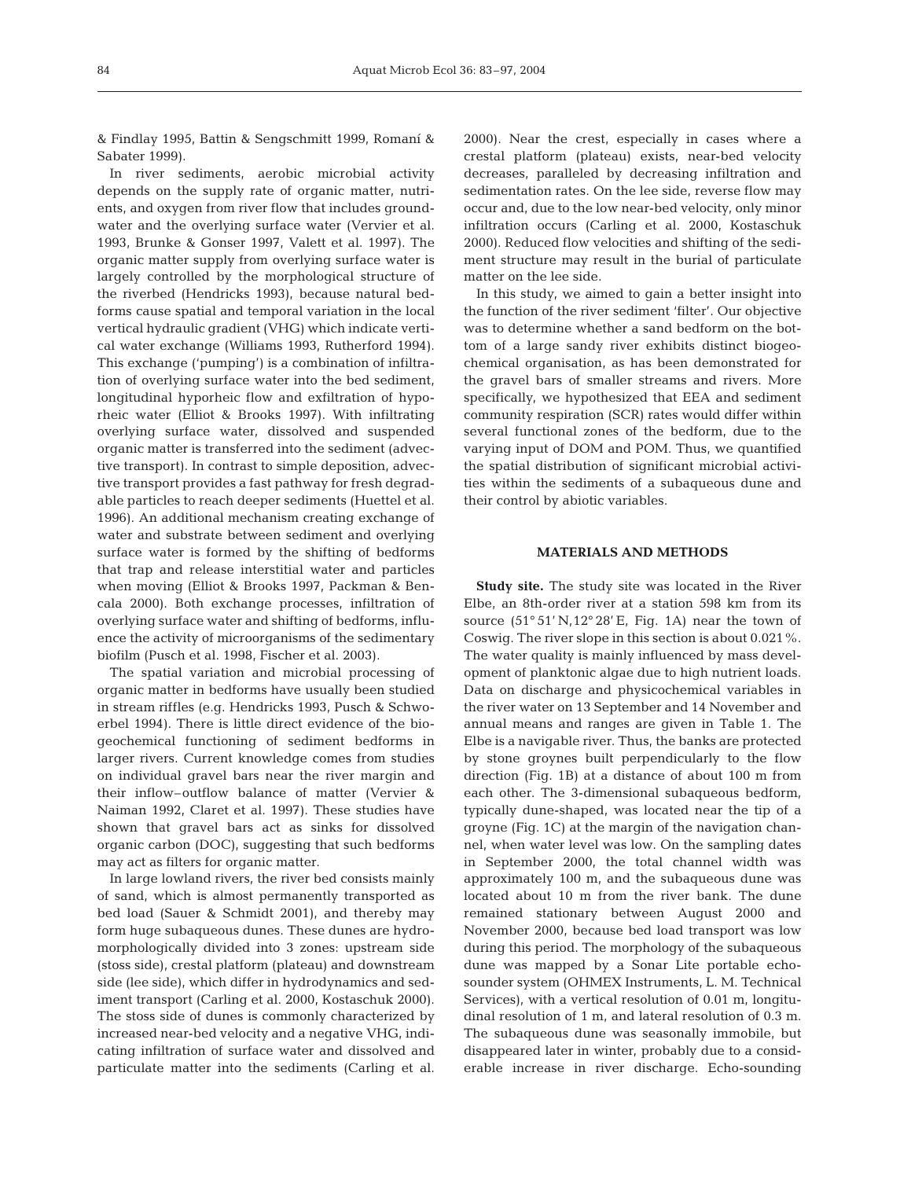& Findlay 1995, Battin & Sengschmitt 1999, Romaní & Sabater 1999).

In river sediments, aerobic microbial activity depends on the supply rate of organic matter, nutrients, and oxygen from river flow that includes groundwater and the overlying surface water (Vervier et al. 1993, Brunke & Gonser 1997, Valett et al. 1997). The organic matter supply from overlying surface water is largely controlled by the morphological structure of the riverbed (Hendricks 1993), because natural bedforms cause spatial and temporal variation in the local vertical hydraulic gradient (VHG) which indicate vertical water exchange (Williams 1993, Rutherford 1994). This exchange ('pumping') is a combination of infiltration of overlying surface water into the bed sediment, longitudinal hyporheic flow and exfiltration of hyporheic water (Elliot & Brooks 1997). With infiltrating overlying surface water, dissolved and suspended organic matter is transferred into the sediment (advective transport). In contrast to simple deposition, advective transport provides a fast pathway for fresh degradable particles to reach deeper sediments (Huettel et al. 1996). An additional mechanism creating exchange of water and substrate between sediment and overlying surface water is formed by the shifting of bedforms that trap and release interstitial water and particles when moving (Elliot & Brooks 1997, Packman & Bencala 2000). Both exchange processes, infiltration of overlying surface water and shifting of bedforms, influence the activity of microorganisms of the sedimentary biofilm (Pusch et al. 1998, Fischer et al. 2003).

The spatial variation and microbial processing of organic matter in bedforms have usually been studied in stream riffles (e.g. Hendricks 1993, Pusch & Schwoerbel 1994). There is little direct evidence of the biogeochemical functioning of sediment bedforms in larger rivers. Current knowledge comes from studies on individual gravel bars near the river margin and their inflow–outflow balance of matter (Vervier & Naiman 1992, Claret et al. 1997). These studies have shown that gravel bars act as sinks for dissolved organic carbon (DOC), suggesting that such bedforms may act as filters for organic matter.

In large lowland rivers, the river bed consists mainly of sand, which is almost permanently transported as bed load (Sauer & Schmidt 2001), and thereby may form huge subaqueous dunes. These dunes are hydromorphologically divided into 3 zones: upstream side (stoss side), crestal platform (plateau) and downstream side (lee side), which differ in hydrodynamics and sediment transport (Carling et al. 2000, Kostaschuk 2000). The stoss side of dunes is commonly characterized by increased near-bed velocity and a negative VHG, indicating infiltration of surface water and dissolved and particulate matter into the sediments (Carling et al. 2000). Near the crest, especially in cases where a crestal platform (plateau) exists, near-bed velocity decreases, paralleled by decreasing infiltration and sedimentation rates. On the lee side, reverse flow may occur and, due to the low near-bed velocity, only minor infiltration occurs (Carling et al. 2000, Kostaschuk 2000). Reduced flow velocities and shifting of the sediment structure may result in the burial of particulate matter on the lee side.

In this study, we aimed to gain a better insight into the function of the river sediment 'filter'. Our objective was to determine whether a sand bedform on the bottom of a large sandy river exhibits distinct biogeochemical organisation, as has been demonstrated for the gravel bars of smaller streams and rivers. More specifically, we hypothesized that EEA and sediment community respiration (SCR) rates would differ within several functional zones of the bedform, due to the varying input of DOM and POM. Thus, we quantified the spatial distribution of significant microbial activities within the sediments of a subaqueous dune and their control by abiotic variables.

## MATERIALS AND METHODS

**Study site.** The study site was located in the River Elbe, an 8th-order river at a station 598 km from its source (51° 51′ N, 12° 28′ E, Fig. 1A) near the town of Coswig. The river slope in this section is about 0.021%. The water quality is mainly influenced by mass development of planktonic algae due to high nutrient loads. Data on discharge and physicochemical variables in the river water on 13 September and 14 November and annual means and ranges are given in Table 1. The Elbe is a navigable river. Thus, the banks are protected by stone groynes built perpendicularly to the flow direction (Fig. 1B) at a distance of about 100 m from each other. The 3-dimensional subaqueous bedform, typically dune-shaped, was located near the tip of a groyne (Fig. 1C) at the margin of the navigation channel, when water level was low. On the sampling dates in September 2000, the total channel width was approximately 100 m, and the subaqueous dune was located about 10 m from the river bank. The dune remained stationary between August 2000 and November 2000, because bed load transport was low during this period. The morphology of the subaqueous dune was mapped by a Sonar Lite portable echosounder system (OHMEX Instruments, L. M. Technical Services), with a vertical resolution of 0.01 m, longitudinal resolution of 1 m, and lateral resolution of 0.3 m. The subaqueous dune was seasonally immobile, but disappeared later in winter, probably due to a considerable increase in river discharge. Echo-sounding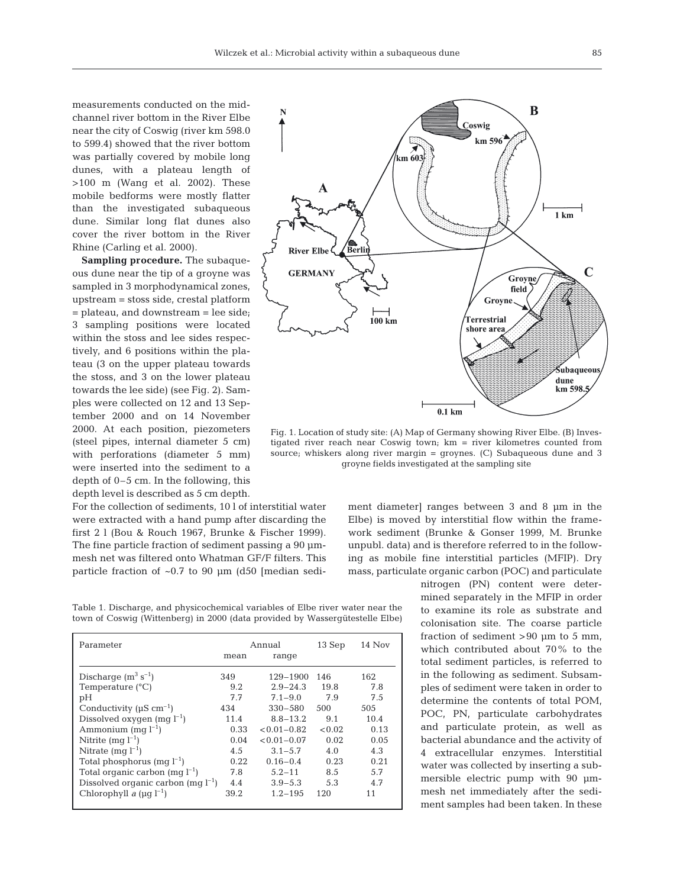measurements conducted on the mid-channel river bottom in the River Elbe near the city of Coswig (river km 598.0 to 599.4) showed that the river bottom was partially covered by mobile long dunes, with a plateau length of >100 m (Wang et al. 2002). These mobile bedforms were mostly flatter than the investigated subaqueous dune. Similar long flat dunes also cover the river bottom in the River Rhine (Carling et al. 2000).

**Sampling procedure.** The subaqueous dune near the tip of a groyne was sampled in 3 morphodynamical zones, upstream = stoss side, crestal platform = plateau, and downstream = lee side; 3 sampling positions were located within the stoss and lee sides respectively, and 6 positions within the plateau (3 on the upper plateau towards the stoss, and 3 on the lower plateau towards the lee side) (see Fig. 2). Samples were collected on 12 and 13 September 2000 and on 14 November 2000. At each position, piezometers (steel pipes, internal diameter 5 cm) with perforations (diameter 5 mm) were inserted into the sediment to a depth of 0–5 cm. In the following, this depth level is described as 5 cm depth. For the collection of sediments, 10 l of interstitial water were extracted with a hand pump after discarding the first 2 l (Bou & Rouch 1967, Brunke & Fischer 1999). The fine particle fraction of sediment passing a 90 µm-mesh net was filtered onto Whatman GF/F filters. This particle fraction of ~0.7 to 90 µm (d50 [median sediment diameter] ranges between 3 and 8 µm in the Elbe) is moved by interstitial flow within the framework sediment (Brunke & Gonser 1999, M. Brunke unpubl. data) and is therefore referred to in the following as mobile fine interstitial particles (MFIP). Dry mass, particulate organic carbon (POC) and particulate nitrogen (PN) content were determined separately in the MFIP in order to examine its role as substrate and colonisation site. The coarse particle fraction of sediment >90 µm to 5 mm, which contributed about 70% to the total sediment particles, is referred to in the following as sediment. Subsamples of sediment were taken in order to determine the contents of total POM, POC, PN, particulate carbohydrates and particulate protein, as well as bacterial abundance and the activity of 4 extracellular enzymes. Interstitial water was collected by inserting a submersible electric pump with 90 µm-mesh net immediately after the sediment samples had been taken. In these

Fig. 1. Location of study site: (A) Map of Germany showing River Elbe. (B) Investigated river reach near Coswig town; km = river kilometres counted from source; whiskers along river margin = groynes. (C) Subaqueous dune and 3 groyne fields investigated at the sampling site

Table 1. Discharge, and physicochemical variables of Elbe river water near the town of Coswig (Wittenberg) in 2000 (data provided by Wassergütestelle Elbe)

| Parameter | Annual | | 13 Sep | 14 Nov |
|---|---|---|---|---|
| | mean | range | | |
| Discharge ($m^3\ s^{-1}$) | 349 | 129–1900 | 146 | 162 |
| Temperature (°C) | 9.2 | 2.9–24.3 | 19.8 | 7.8 |
| pH | 7.7 | 7.1–9.0 | 7.9 | 7.5 |
| Conductivity ($\mu S\ cm^{-1}$) | 434 | 330–580 | 500 | 505 |
| Dissolved oxygen ($mg\ l^{-1}$) | 11.4 | 8.8–13.2 | 9.1 | 10.4 |
| Ammonium ($mg\ l^{-1}$) | 0.33 | <0.01–0.82 | <0.02 | 0.13 |
| Nitrite ($mg\ l^{-1}$) | 0.04 | <0.01–0.07 | 0.02 | 0.05 |
| Nitrate ($mg\ l^{-1}$) | 4.5 | 3.1–5.7 | 4.0 | 4.3 |
| Total phosphorus ($mg\ l^{-1}$) | 0.22 | 0.16–0.4 | 0.23 | 0.21 |
| Total organic carbon ($mg\ l^{-1}$) | 7.8 | 5.2–11 | 8.5 | 5.7 |
| Dissolved organic carbon ($mg\ l^{-1}$) | 4.4 | 3.9–5.3 | 5.3 | 4.7 |
| Chlorophyll *a* ($\mu g\ l^{-1}$) | 39.2 | 1.2–195 | 120 | 11 |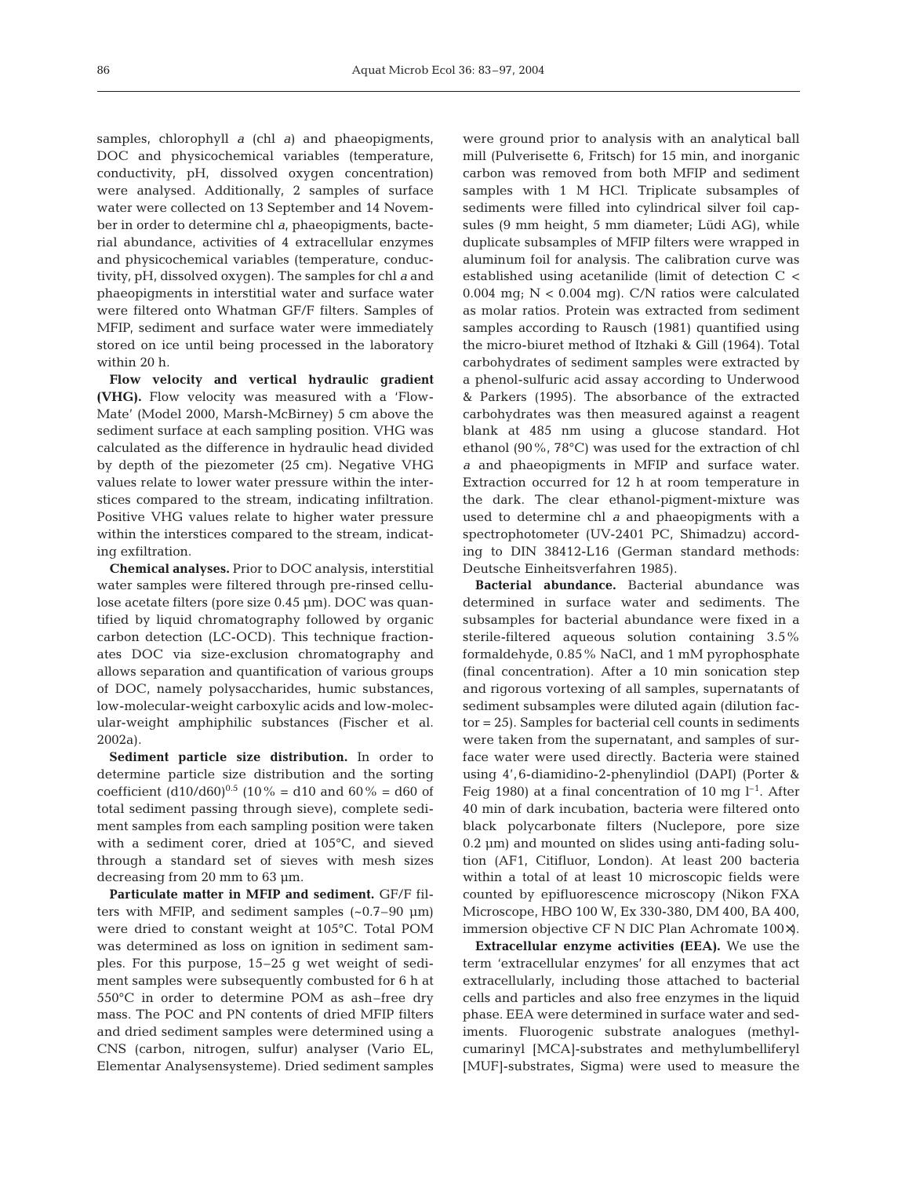samples, chlorophyll *a* (chl *a*) and phaeopigments, DOC and physicochemical variables (temperature, conductivity, pH, dissolved oxygen concentration) were analysed. Additionally, 2 samples of surface water were collected on 13 September and 14 November in order to determine chl *a*, phaeopigments, bacterial abundance, activities of 4 extracellular enzymes and physicochemical variables (temperature, conductivity, pH, dissolved oxygen). The samples for chl *a* and phaeopigments in interstitial water and surface water were filtered onto Whatman GF/F filters. Samples of MFIP, sediment and surface water were immediately stored on ice until being processed in the laboratory within 20 h.

**Flow velocity and vertical hydraulic gradient (VHG).** Flow velocity was measured with a 'Flow-Mate' (Model 2000, Marsh-McBirney) 5 cm above the sediment surface at each sampling position. VHG was calculated as the difference in hydraulic head divided by depth of the piezometer (25 cm). Negative VHG values relate to lower water pressure within the interstices compared to the stream, indicating infiltration. Positive VHG values relate to higher water pressure within the interstices compared to the stream, indicating exfiltration.

**Chemical analyses.** Prior to DOC analysis, interstitial water samples were filtered through pre-rinsed cellulose acetate filters (pore size 0.45 µm). DOC was quantified by liquid chromatography followed by organic carbon detection (LC-OCD). This technique fractionates DOC via size-exclusion chromatography and allows separation and quantification of various groups of DOC, namely polysaccharides, humic substances, low-molecular-weight carboxylic acids and low-molecular-weight amphiphilic substances (Fischer et al. 2002a).

**Sediment particle size distribution.** In order to determine particle size distribution and the sorting coefficient $(d10/d60)^{0.5}$ (10% = d10 and 60% = d60 of total sediment passing through sieve), complete sediment samples from each sampling position were taken with a sediment corer, dried at 105°C, and sieved through a standard set of sieves with mesh sizes decreasing from 20 mm to 63 µm.

**Particulate matter in MFIP and sediment.** GF/F filters with MFIP, and sediment samples (~0.7–90 µm) were dried to constant weight at 105°C. Total POM was determined as loss on ignition in sediment samples. For this purpose, 15–25 g wet weight of sediment samples were subsequently combusted for 6 h at 550°C in order to determine POM as ash–free dry mass. The POC and PN contents of dried MFIP filters and dried sediment samples were determined using a CNS (carbon, nitrogen, sulfur) analyser (Vario EL, Elementar Analysensysteme). Dried sediment samples were ground prior to analysis with an analytical ball mill (Pulverisette 6, Fritsch) for 15 min, and inorganic carbon was removed from both MFIP and sediment samples with 1 M HCl. Triplicate subsamples of sediments were filled into cylindrical silver foil capsules (9 mm height, 5 mm diameter; Lüdi AG), while duplicate subsamples of MFIP filters were wrapped in aluminum foil for analysis. The calibration curve was established using acetanilide (limit of detection C < 0.004 mg; N < 0.004 mg). C/N ratios were calculated as molar ratios. Protein was extracted from sediment samples according to Rausch (1981) quantified using the micro-biuret method of Itzhaki & Gill (1964). Total carbohydrates of sediment samples were extracted by a phenol-sulfuric acid assay according to Underwood & Parkers (1995). The absorbance of the extracted carbohydrates was then measured against a reagent blank at 485 nm using a glucose standard. Hot ethanol (90%, 78°C) was used for the extraction of chl *a* and phaeopigments in MFIP and surface water. Extraction occurred for 12 h at room temperature in the dark. The clear ethanol-pigment-mixture was used to determine chl *a* and phaeopigments with a spectrophotometer (UV-2401 PC, Shimadzu) according to DIN 38412-L16 (German standard methods: Deutsche Einheitsverfahren 1985).

**Bacterial abundance.** Bacterial abundance was determined in surface water and sediments. The subsamples for bacterial abundance were fixed in a sterile-filtered aqueous solution containing 3.5% formaldehyde, 0.85% NaCl, and 1 mM pyrophosphate (final concentration). After a 10 min sonication step and rigorous vortexing of all samples, supernatants of sediment subsamples were diluted again (dilution factor = 25). Samples for bacterial cell counts in sediments were taken from the supernatant, and samples of surface water were used directly. Bacteria were stained using 4',6-diamidino-2-phenylindiol (DAPI) (Porter & Feig 1980) at a final concentration of 10 mg $l^{-1}$. After 40 min of dark incubation, bacteria were filtered onto black polycarbonate filters (Nuclepore, pore size 0.2 µm) and mounted on slides using anti-fading solution (AF1, Citifluor, London). At least 200 bacteria within a total of at least 10 microscopic fields were counted by epifluorescence microscopy (Nikon FXA Microscope, HBO 100 W, Ex 330-380, DM 400, BA 400, immersion objective CF N DIC Plan Achromate 100×).

**Extracellular enzyme activities (EEA).** We use the term 'extracellular enzymes' for all enzymes that act extracellularly, including those attached to bacterial cells and particles and also free enzymes in the liquid phase. EEA were determined in surface water and sediments. Fluorogenic substrate analogues (methylcumarinyl [MCA]-substrates and methylumbelliferyl [MUF]-substrates, Sigma) were used to measure the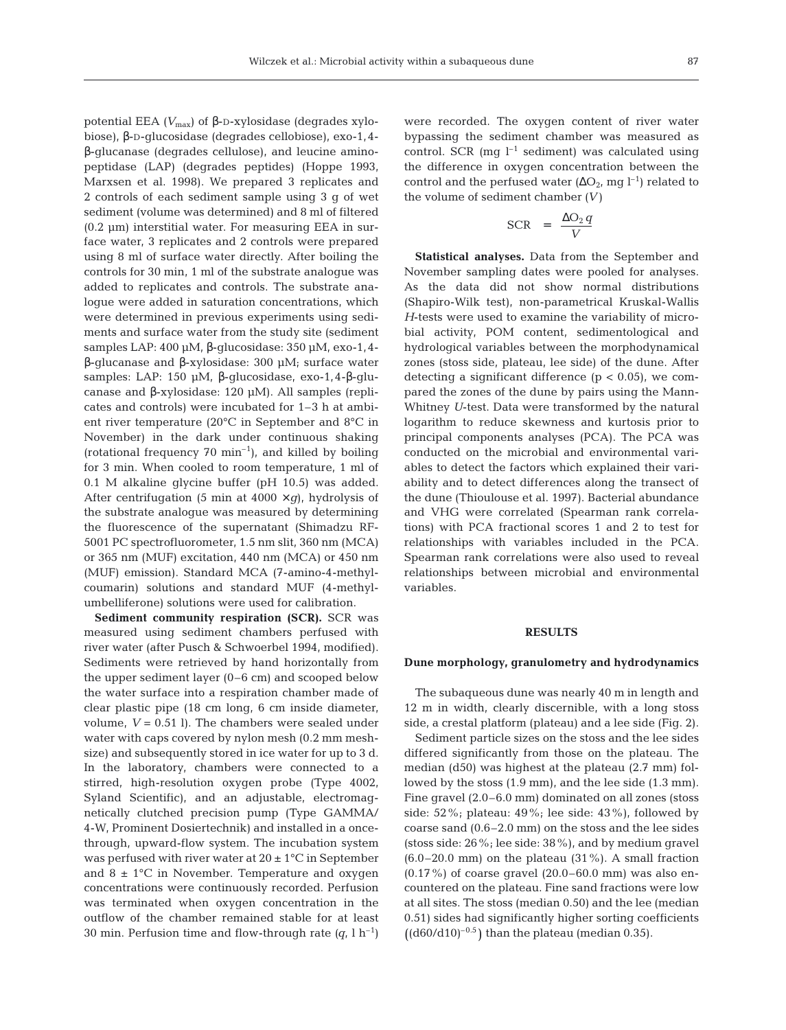potential EEA ($V_{max}$) of β-D-xylosidase (degrades xylobiose), β-D-glucosidase (degrades cellobiose), exo-1,4-β-glucanase (degrades cellulose), and leucine aminopeptidase (LAP) (degrades peptides) (Hoppe 1993, Marxsen et al. 1998). We prepared 3 replicates and 2 controls of each sediment sample using 3 g of wet sediment (volume was determined) and 8 ml of filtered (0.2 µm) interstitial water. For measuring EEA in surface water, 3 replicates and 2 controls were prepared using 8 ml of surface water directly. After boiling the controls for 30 min, 1 ml of the substrate analogue was added to replicates and controls. The substrate analogue were added in saturation concentrations, which were determined in previous experiments using sediments and surface water from the study site (sediment samples LAP: 400 µM, β-glucosidase: 350 µM, exo-1,4-β-glucanase and β-xylosidase: 300 µM; surface water samples: LAP: 150 µM, β-glucosidase, exo-1,4-β-glucanase and β-xylosidase: 120 µM). All samples (replicates and controls) were incubated for 1–3 h at ambient river temperature (20°C in September and 8°C in November) in the dark under continuous shaking (rotational frequency 70 $\text{min}^{-1}$), and killed by boiling for 3 min. When cooled to room temperature, 1 ml of 0.1 M alkaline glycine buffer (pH 10.5) was added. After centrifugation (5 min at 4000 × *g*), hydrolysis of the substrate analogue was measured by determining the fluorescence of the supernatant (Shimadzu RF-5001 PC spectrofluorometer, 1.5 nm slit, 360 nm (MCA) or 365 nm (MUF) excitation, 440 nm (MCA) or 450 nm (MUF) emission). Standard MCA (7-amino-4-methylcoumarin) solutions and standard MUF (4-methylumbelliferone) solutions were used for calibration.

**Sediment community respiration (SCR).** SCR was measured using sediment chambers perfused with river water (after Pusch & Schwoerbel 1994, modified). Sediments were retrieved by hand horizontally from the upper sediment layer (0–6 cm) and scooped below the water surface into a respiration chamber made of clear plastic pipe (18 cm long, 6 cm inside diameter, volume, $V$ = 0.51 l). The chambers were sealed under water with caps covered by nylon mesh (0.2 mm meshsize) and subsequently stored in ice water for up to 3 d. In the laboratory, chambers were connected to a stirred, high-resolution oxygen probe (Type 4002, Syland Scientific), and an adjustable, electromagnetically clutched precision pump (Type GAMMA/4-W, Prominent Dosiertechnik) and installed in a once-through, upward-flow system. The incubation system was perfused with river water at 20 ± 1°C in September and 8 ± 1°C in November. Temperature and oxygen concentrations were continuously recorded. Perfusion was terminated when oxygen concentration in the outflow of the chamber remained stable for at least 30 min. Perfusion time and flow-through rate ($q$, l $\text{h}^{-1}$) were recorded. The oxygen content of river water bypassing the sediment chamber was measured as control. SCR (mg $\text{l}^{-1}$ sediment) was calculated using the difference in oxygen concentration between the control and the perfused water ($\Delta O_2$, mg $\text{l}^{-1}$) related to the volume of sediment chamber ($V$)

$$\text{SCR} = \frac{\Delta O_2\, q}{V}$$

**Statistical analyses.** Data from the September and November sampling dates were pooled for analyses. As the data did not show normal distributions (Shapiro-Wilk test), non-parametrical Kruskal-Wallis *H*-tests were used to examine the variability of microbial activity, POM content, sedimentological and hydrological variables between the morphodynamical zones (stoss side, plateau, lee side) of the dune. After detecting a significant difference ($p < 0.05$), we compared the zones of the dune by pairs using the Mann-Whitney *U*-test. Data were transformed by the natural logarithm to reduce skewness and kurtosis prior to principal components analyses (PCA). The PCA was conducted on the microbial and environmental variables to detect the factors which explained their variability and to detect differences along the transect of the dune (Thioulouse et al. 1997). Bacterial abundance and VHG were correlated (Spearman rank correlations) with PCA fractional scores 1 and 2 to test for relationships with variables included in the PCA. Spearman rank correlations were also used to reveal relationships between microbial and environmental variables.

## RESULTS

### Dune morphology, granulometry and hydrodynamics

The subaqueous dune was nearly 40 m in length and 12 m in width, clearly discernible, with a long stoss side, a crestal platform (plateau) and a lee side (Fig. 2).

Sediment particle sizes on the stoss and the lee sides differed significantly from those on the plateau. The median (d50) was highest at the plateau (2.7 mm) followed by the stoss (1.9 mm), and the lee side (1.3 mm). Fine gravel (2.0–6.0 mm) dominated on all zones (stoss side: 52%; plateau: 49%; lee side: 43%), followed by coarse sand (0.6–2.0 mm) on the stoss and the lee sides (stoss side: 26%; lee side: 38%), and by medium gravel (6.0–20.0 mm) on the plateau (31%). A small fraction (0.17%) of coarse gravel (20.0–60.0 mm) was also encountered on the plateau. Fine sand fractions were low at all sites. The stoss (median 0.50) and the lee (median 0.51) sides had significantly higher sorting coefficients $\left((d60/d10)^{-0.5}\right)$ than the plateau (median 0.35).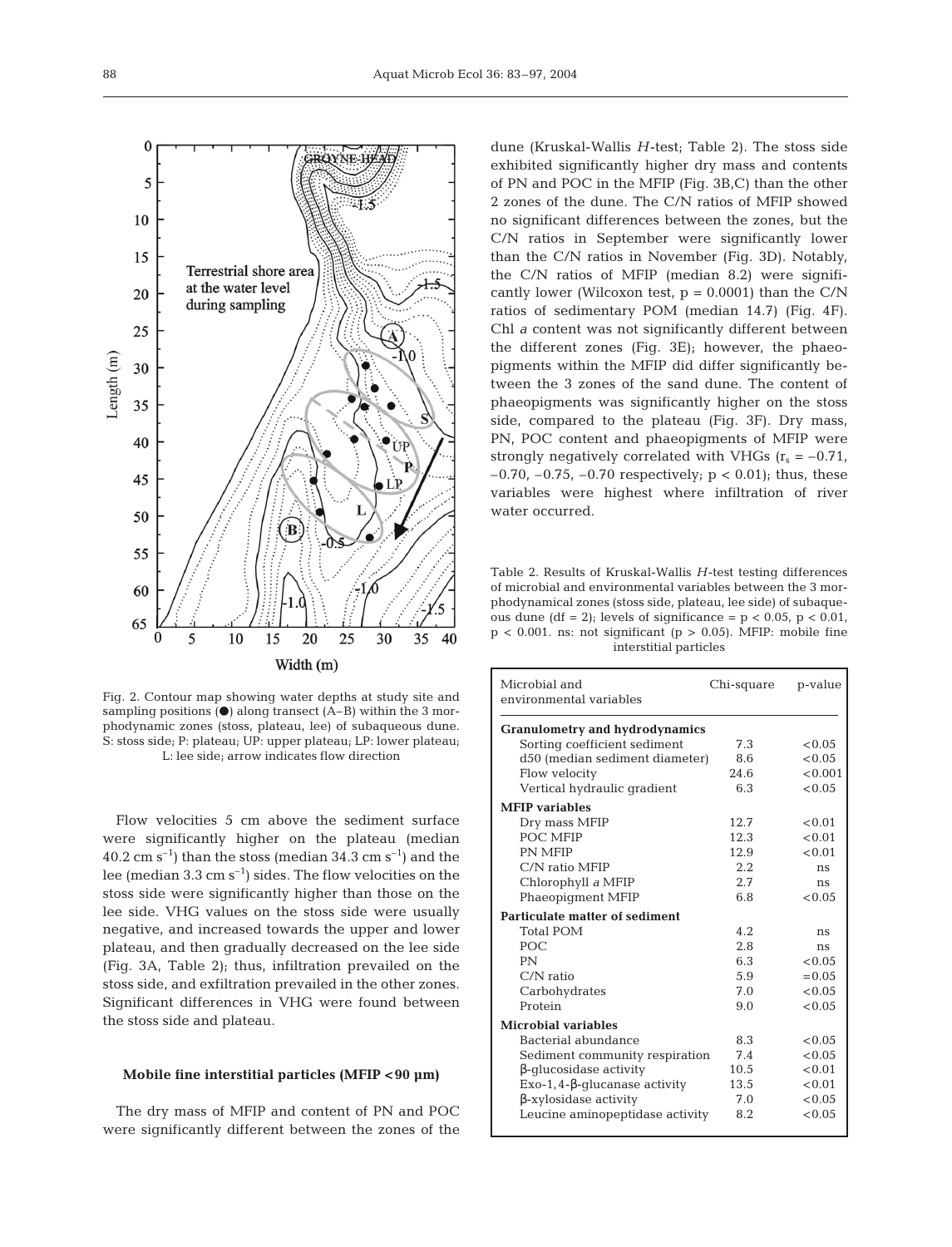Fig. 2. Contour map showing water depths at study site and sampling positions (●) along transect (A–B) within the 3 morphodynamic zones (stoss, plateau, lee) of subaqueous dune. S: stoss side; P: plateau; UP: upper plateau; LP: lower plateau; L: lee side; arrow indicates flow direction

Flow velocities 5 cm above the sediment surface were significantly higher on the plateau (median 40.2 cm $s^{-1}$) than the stoss (median 34.3 cm $s^{-1}$) and the lee (median 3.3 cm $s^{-1}$) sides. The flow velocities on the stoss side were significantly higher than those on the lee side. VHG values on the stoss side were usually negative, and increased towards the upper and lower plateau, and then gradually decreased on the lee side (Fig. 3A, Table 2); thus, infiltration prevailed on the stoss side, and exfiltration prevailed in the other zones. Significant differences in VHG were found between the stoss side and plateau.

### Mobile fine interstitial particles (MFIP <90 µm)

The dry mass of MFIP and content of PN and POC were significantly different between the zones of the dune (Kruskal-Wallis *H*-test; Table 2). The stoss side exhibited significantly higher dry mass and contents of PN and POC in the MFIP (Fig. 3B,C) than the other 2 zones of the dune. The C/N ratios of MFIP showed no significant differences between the zones, but the C/N ratios in September were significantly lower than the C/N ratios in November (Fig. 3D). Notably, the C/N ratios of MFIP (median 8.2) were significantly lower (Wilcoxon test, $p = 0.0001$) than the C/N ratios of sedimentary POM (median 14.7) (Fig. 4F). Chl *a* content was not significantly different between the different zones (Fig. 3E); however, the phaeopigments within the MFIP did differ significantly between the 3 zones of the sand dune. The content of phaeopigments was significantly higher on the stoss side, compared to the plateau (Fig. 3F). Dry mass, PN, POC content and phaeopigments of MFIP were strongly negatively correlated with VHGs ($r_s = -0.71$, $-0.70$, $-0.75$, $-0.70$ respectively; $p < 0.01$); thus, these variables were highest where infiltration of river water occurred.

Table 2. Results of Kruskal-Wallis *H*-test testing differences of microbial and environmental variables between the 3 morphodynamical zones (stoss side, plateau, lee side) of subaqueous dune (df = 2); levels of significance = $p < 0.05$, $p < 0.01$, $p < 0.001$. ns: not significant ($p > 0.05$). MFIP: mobile fine interstitial particles

| Microbial and environmental variables | Chi-square | p-value |
|---|---|---|
| **Granulometry and hydrodynamics** | | |
| Sorting coefficient sediment | 7.3 | <0.05 |
| d50 (median sediment diameter) | 8.6 | <0.05 |
| Flow velocity | 24.6 | <0.001 |
| Vertical hydraulic gradient | 6.3 | <0.05 |
| **MFIP variables** | | |
| Dry mass MFIP | 12.7 | <0.01 |
| POC MFIP | 12.3 | <0.01 |
| PN MFIP | 12.9 | <0.01 |
| C/N ratio MFIP | 2.2 | ns |
| Chlorophyll *a* MFIP | 2.7 | ns |
| Phaeopigment MFIP | 6.8 | <0.05 |
| **Particulate matter of sediment** | | |
| Total POM | 4.2 | ns |
| POC | 2.8 | ns |
| PN | 6.3 | <0.05 |
| C/N ratio | 5.9 | =0.05 |
| Carbohydrates | 7.0 | <0.05 |
| Protein | 9.0 | <0.05 |
| **Microbial variables** | | |
| Bacterial abundance | 8.3 | <0.05 |
| Sediment community respiration | 7.4 | <0.05 |
| β-glucosidase activity | 10.5 | <0.01 |
| Exo-1,4-β-glucanase activity | 13.5 | <0.01 |
| β-xylosidase activity | 7.0 | <0.05 |
| Leucine aminopeptidase activity | 8.2 | <0.05 |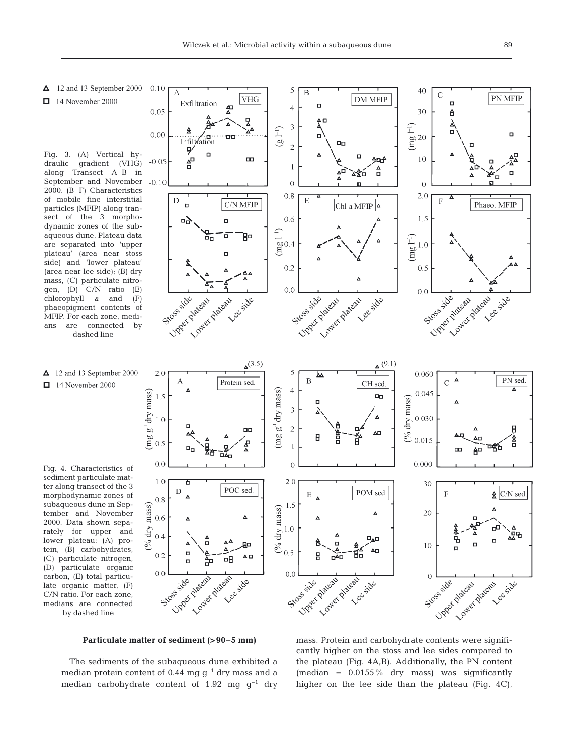Fig. 3. (A) Vertical hydraulic gradient (VHG) along Transect A–B in September and November 2000. (B–F) Characteristics of mobile fine interstitial particles (MFIP) along transect of the 3 morphodynamic zones of the subaqueous dune. Plateau data are separated into 'upper plateau' (area near stoss side) and 'lower plateau' (area near lee side); (B) dry mass, (C) particulate nitrogen, (D) C/N ratio (E) chlorophyll *a* and (F) phaeopigment contents of MFIP. For each zone, medians are connected by dashed line

Fig. 4. Characteristics of sediment particulate matter along transect of the 3 morphodynamic zones of subaqueous dune in September and November 2000. Data shown separately for upper and lower plateau: (A) protein, (B) carbohydrates, (C) particulate nitrogen, (D) particulate organic carbon, (E) total particulate organic matter, (F) C/N ratio. For each zone, medians are connected by dashed line

**Particulate matter of sediment (>90–5 mm)**

The sediments of the subaqueous dune exhibited a median protein content of 0.44 mg $g^{-1}$ dry mass and a median carbohydrate content of 1.92 mg $g^{-1}$ dry mass. Protein and carbohydrate contents were significantly higher on the stoss and lee sides compared to the plateau (Fig. 4A,B). Additionally, the PN content (median = 0.0155% dry mass) was significantly higher on the lee side than the plateau (Fig. 4C),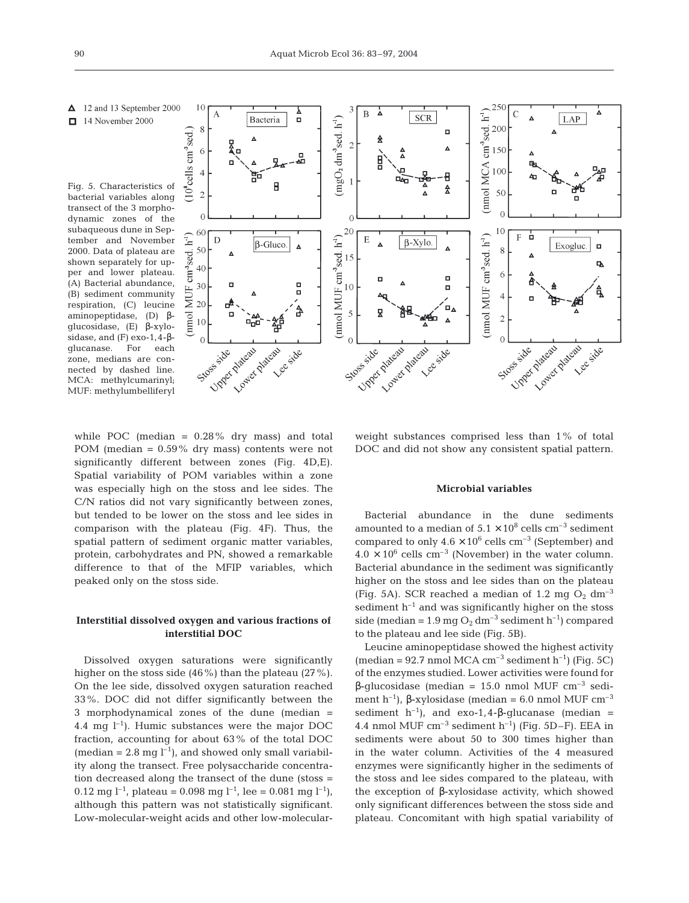Fig. 5. Characteristics of bacterial variables along transect of the 3 morphodynamic zones of the subaqueous dune in September and November 2000. Data of plateau are shown separately for upper and lower plateau. (A) Bacterial abundance, (B) sediment community respiration, (C) leucine aminopeptidase, (D) β-glucosidase, (E) β-xylosidase, and (F) exo-1,4-β-glucanase. For each zone, medians are connected by dashed line. MCA: methylcumarinyl; MUF: methylumbelliferyl

while POC (median = 0.28% dry mass) and total POM (median = 0.59% dry mass) contents were not significantly different between zones (Fig. 4D,E). Spatial variability of POM variables within a zone was especially high on the stoss and lee sides. The C/N ratios did not vary significantly between zones, but tended to be lower on the stoss and lee sides in comparison with the plateau (Fig. 4F). Thus, the spatial pattern of sediment organic matter variables, protein, carbohydrates and PN, showed a remarkable difference to that of the MFIP variables, which peaked only on the stoss side.

### Interstitial dissolved oxygen and various fractions of interstitial DOC

Dissolved oxygen saturations were significantly higher on the stoss side (46%) than the plateau (27%). On the lee side, dissolved oxygen saturation reached 33%. DOC did not differ significantly between the 3 morphodynamical zones of the dune (median = 4.4 mg $l^{-1}$). Humic substances were the major DOC fraction, accounting for about 63% of the total DOC (median = 2.8 mg $l^{-1}$), and showed only small variability along the transect. Free polysaccharide concentration decreased along the transect of the dune (stoss = 0.12 mg $l^{-1}$, plateau = 0.098 mg $l^{-1}$, lee = 0.081 mg $l^{-1}$), although this pattern was not statistically significant. Low-molecular-weight acids and other low-molecular-weight substances comprised less than 1% of total DOC and did not show any consistent spatial pattern.

### Microbial variables

Bacterial abundance in the dune sediments amounted to a median of $5.1 \times 10^8$ cells $cm^{-3}$ sediment compared to only $4.6 \times 10^6$ cells $cm^{-3}$ (September) and $4.0 \times 10^6$ cells $cm^{-3}$ (November) in the water column. Bacterial abundance in the sediment was significantly higher on the stoss and lee sides than on the plateau (Fig. 5A). SCR reached a median of 1.2 mg $O_2$ $dm^{-3}$ sediment $h^{-1}$ and was significantly higher on the stoss side (median = 1.9 mg $O_2$ $dm^{-3}$ sediment $h^{-1}$) compared to the plateau and lee side (Fig. 5B).

Leucine aminopeptidase showed the highest activity (median = 92.7 nmol MCA $cm^{-3}$ sediment $h^{-1}$) (Fig. 5C) of the enzymes studied. Lower activities were found for β-glucosidase (median = 15.0 nmol MUF $cm^{-3}$ sediment $h^{-1}$), β-xylosidase (median = 6.0 nmol MUF $cm^{-3}$ sediment $h^{-1}$), and exo-1,4-β-glucanase (median = 4.4 nmol MUF $cm^{-3}$ sediment $h^{-1}$) (Fig. 5D–F). EEA in sediments were about 50 to 300 times higher than in the water column. Activities of the 4 measured enzymes were significantly higher in the sediments of the stoss and lee sides compared to the plateau, with the exception of β-xylosidase activity, which showed only significant differences between the stoss side and plateau. Concomitant with high spatial variability of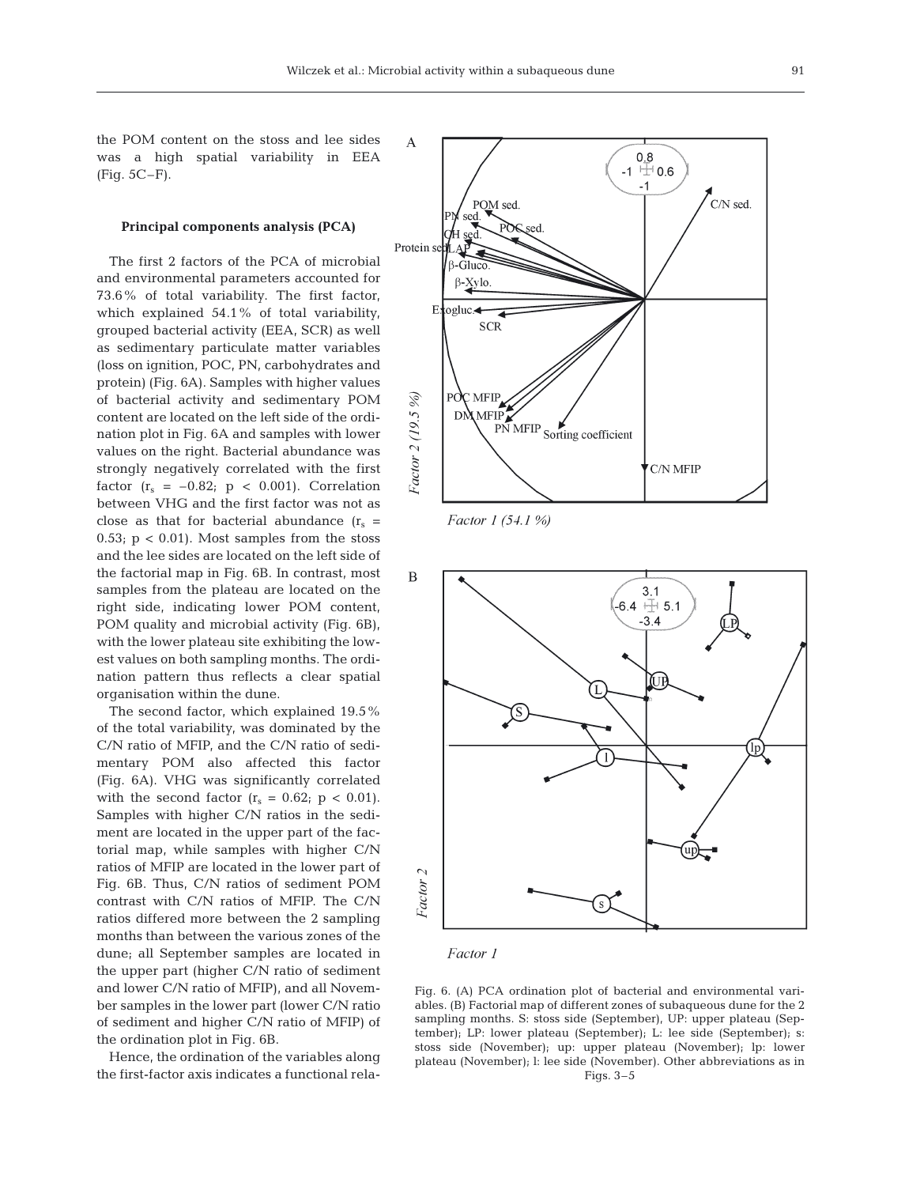the POM content on the stoss and lee sides was a high spatial variability in EEA (Fig. 5C–F).

### Principal components analysis (PCA)

The first 2 factors of the PCA of microbial and environmental parameters accounted for 73.6% of total variability. The first factor, which explained 54.1% of total variability, grouped bacterial activity (EEA, SCR) as well as sedimentary particulate matter variables (loss on ignition, POC, PN, carbohydrates and protein) (Fig. 6A). Samples with higher values of bacterial activity and sedimentary POM content are located on the left side of the ordination plot in Fig. 6A and samples with lower values on the right. Bacterial abundance was strongly negatively correlated with the first factor ($r_s = -0.82$; $p < 0.001$). Correlation between VHG and the first factor was not as close as that for bacterial abundance ($r_s = 0.53$; $p < 0.01$). Most samples from the stoss and the lee sides are located on the left side of the factorial map in Fig. 6B. In contrast, most samples from the plateau are located on the right side, indicating lower POM content, POM quality and microbial activity (Fig. 6B), with the lower plateau site exhibiting the lowest values on both sampling months. The ordination pattern thus reflects a clear spatial organisation within the dune.

The second factor, which explained 19.5% of the total variability, was dominated by the C/N ratio of MFIP, and the C/N ratio of sedimentary POM also affected this factor (Fig. 6A). VHG was significantly correlated with the second factor ($r_s = 0.62$; $p < 0.01$). Samples with higher C/N ratios in the sediment are located in the upper part of the factorial map, while samples with higher C/N ratios of MFIP are located in the lower part of Fig. 6B. Thus, C/N ratios of sediment POM contrast with C/N ratios of MFIP. The C/N ratios differed more between the 2 sampling months than between the various zones of the dune; all September samples are located in the upper part (higher C/N ratio of sediment and lower C/N ratio of MFIP), and all November samples in the lower part (lower C/N ratio of sediment and higher C/N ratio of MFIP) of the ordination plot in Fig. 6B.

Hence, the ordination of the variables along the first-factor axis indicates a functional rela-

Fig. 6. (A) PCA ordination plot of bacterial and environmental variables. (B) Factorial map of different zones of subaqueous dune for the 2 sampling months. S: stoss side (September), UP: upper plateau (September); LP: lower plateau (September); L: lee side (September); s: stoss side (November); up: upper plateau (November); lp: lower plateau (November); l: lee side (November). Other abbreviations as in Figs. 3–5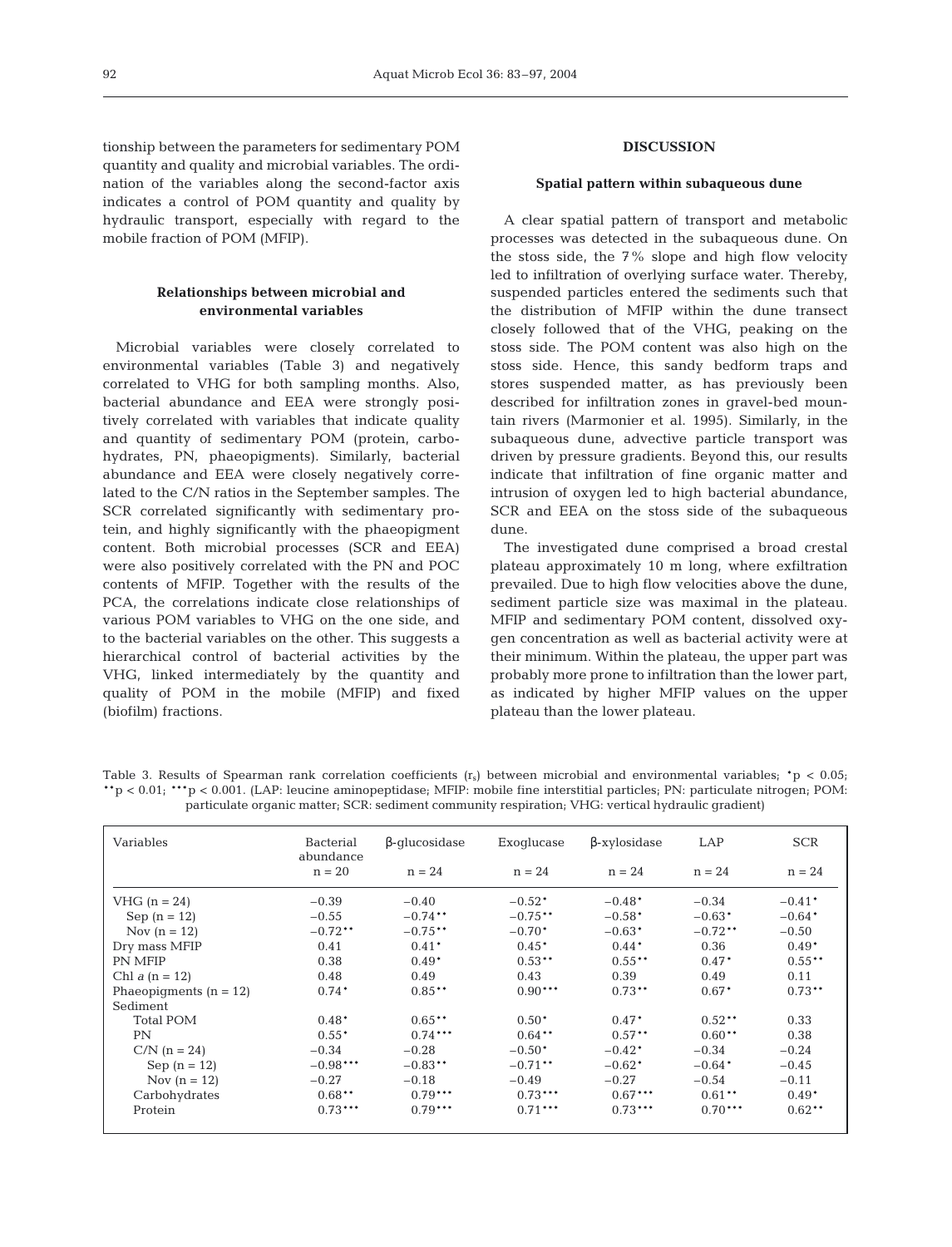tionship between the parameters for sedimentary POM quantity and quality and microbial variables. The ordination of the variables along the second-factor axis indicates a control of POM quantity and quality by hydraulic transport, especially with regard to the mobile fraction of POM (MFIP).

### Relationships between microbial and environmental variables

Microbial variables were closely correlated to environmental variables (Table 3) and negatively correlated to VHG for both sampling months. Also, bacterial abundance and EEA were strongly positively correlated with variables that indicate quality and quantity of sedimentary POM (protein, carbohydrates, PN, phaeopigments). Similarly, bacterial abundance and EEA were closely negatively correlated to the C/N ratios in the September samples. The SCR correlated significantly with sedimentary protein, and highly significantly with the phaeopigment content. Both microbial processes (SCR and EEA) were also positively correlated with the PN and POC contents of MFIP. Together with the results of the PCA, the correlations indicate close relationships of various POM variables to VHG on the one side, and to the bacterial variables on the other. This suggests a hierarchical control of bacterial activities by the VHG, linked intermediately by the quantity and quality of POM in the mobile (MFIP) and fixed (biofilm) fractions.

## DISCUSSION

### Spatial pattern within subaqueous dune

A clear spatial pattern of transport and metabolic processes was detected in the subaqueous dune. On the stoss side, the 7% slope and high flow velocity led to infiltration of overlying surface water. Thereby, suspended particles entered the sediments such that the distribution of MFIP within the dune transect closely followed that of the VHG, peaking on the stoss side. The POM content was also high on the stoss side. Hence, this sandy bedform traps and stores suspended matter, as has previously been described for infiltration zones in gravel-bed mountain rivers (Marmonier et al. 1995). Similarly, in the subaqueous dune, advective particle transport was driven by pressure gradients. Beyond this, our results indicate that infiltration of fine organic matter and intrusion of oxygen led to high bacterial abundance, SCR and EEA on the stoss side of the subaqueous dune.

The investigated dune comprised a broad crestal plateau approximately 10 m long, where exfiltration prevailed. Due to high flow velocities above the dune, sediment particle size was maximal in the plateau. MFIP and sedimentary POM content, dissolved oxygen concentration as well as bacterial activity were at their minimum. Within the plateau, the upper part was probably more prone to infiltration than the lower part, as indicated by higher MFIP values on the upper plateau than the lower plateau.

Table 3. Results of Spearman rank correlation coefficients ($r_s$) between microbial and environmental variables; \*$p < 0.05$; \*\*$p < 0.01$; \*\*\*$p < 0.001$. (LAP: leucine aminopeptidase; MFIP: mobile fine interstitial particles; PN: particulate nitrogen; POM: particulate organic matter; SCR: sediment community respiration; VHG: vertical hydraulic gradient)

| Variables | Bacterial abundance n = 20 | β-glucosidase n = 24 | Exoglucase n = 24 | β-xylosidase n = 24 | LAP n = 24 | SCR n = 24 |
|---|---|---|---|---|---|---|
| VHG (n = 24) | −0.39 | −0.40 | −0.52* | −0.48* | −0.34 | −0.41* |
| Sep (n = 12) | −0.55 | −0.74** | −0.75** | −0.58* | −0.63* | −0.64* |
| Nov (n = 12) | −0.72** | −0.75** | −0.70* | −0.63* | −0.72** | −0.50 |
| Dry mass MFIP | 0.41 | 0.41* | 0.45* | 0.44* | 0.36 | 0.49* |
| PN MFIP | 0.38 | 0.49* | 0.53** | 0.55** | 0.47* | 0.55** |
| Chl *a* (n = 12) | 0.48 | 0.49 | 0.43 | 0.39 | 0.49 | 0.11 |
| Phaeopigments (n = 12) | 0.74* | 0.85** | 0.90*** | 0.73** | 0.67* | 0.73** |
| Sediment | | | | | | |
| Total POM | 0.48* | 0.65** | 0.50* | 0.47* | 0.52** | 0.33 |
| PN | 0.55* | 0.74*** | 0.64** | 0.57** | 0.60** | 0.38 |
| C/N (n = 24) | −0.34 | −0.28 | −0.50* | −0.42* | −0.34 | −0.24 |
| Sep (n = 12) | −0.98*** | −0.83** | −0.71** | −0.62* | −0.64* | −0.45 |
| Nov (n = 12) | −0.27 | −0.18 | −0.49 | −0.27 | −0.54 | −0.11 |
| Carbohydrates | 0.68** | 0.79*** | 0.73*** | 0.67*** | 0.61** | 0.49* |
| Protein | 0.73*** | 0.79*** | 0.71*** | 0.73*** | 0.70*** | 0.62** |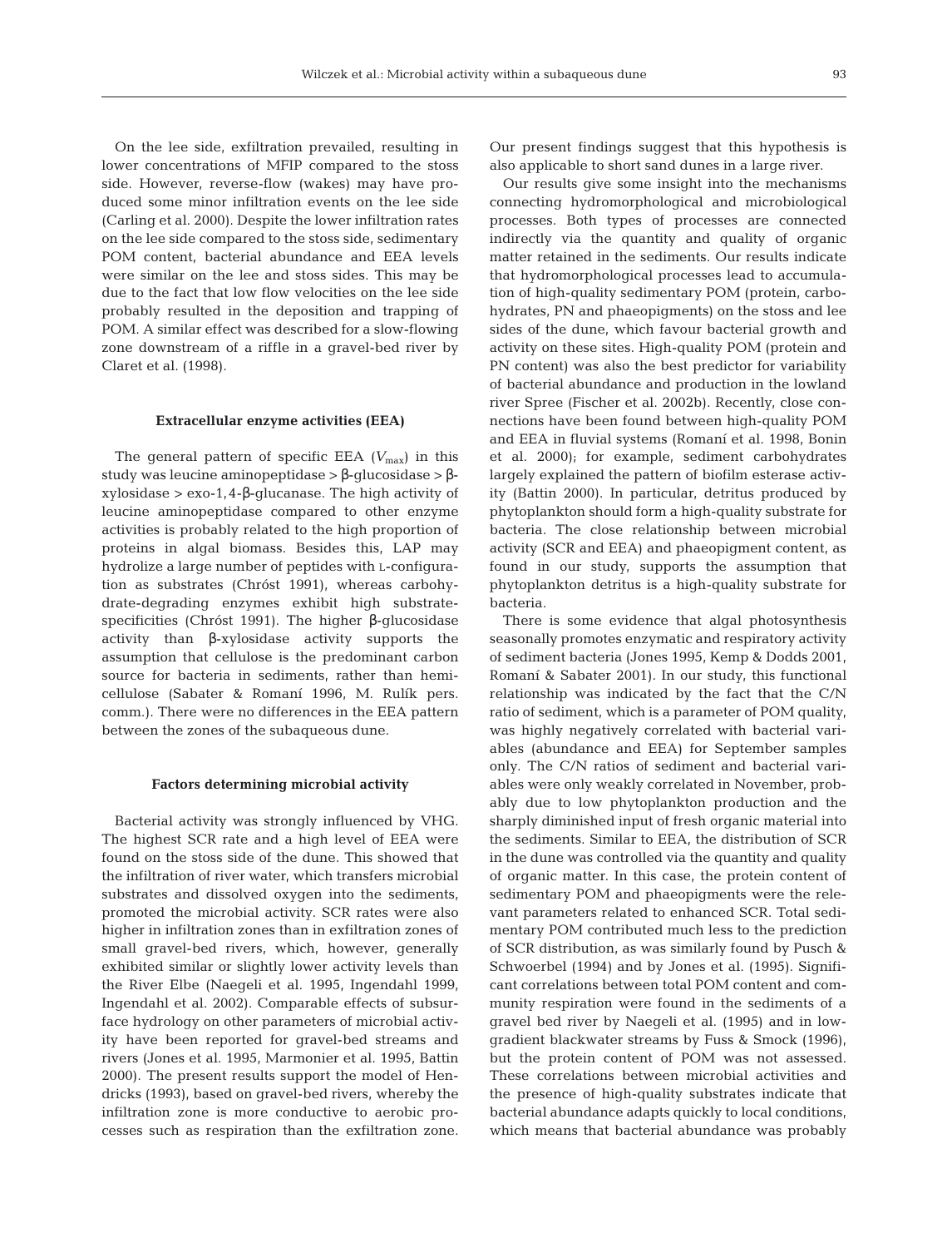On the lee side, exfiltration prevailed, resulting in lower concentrations of MFIP compared to the stoss side. However, reverse-flow (wakes) may have produced some minor infiltration events on the lee side (Carling et al. 2000). Despite the lower infiltration rates on the lee side compared to the stoss side, sedimentary POM content, bacterial abundance and EEA levels were similar on the lee and stoss sides. This may be due to the fact that low flow velocities on the lee side probably resulted in the deposition and trapping of POM. A similar effect was described for a slow-flowing zone downstream of a riffle in a gravel-bed river by Claret et al. (1998).

### Extracellular enzyme activities (EEA)

The general pattern of specific EEA ($V_{max}$) in this study was leucine aminopeptidase > β-glucosidase > β-xylosidase > exo-1,4-β-glucanase. The high activity of leucine aminopeptidase compared to other enzyme activities is probably related to the high proportion of proteins in algal biomass. Besides this, LAP may hydrolize a large number of peptides with L-configuration as substrates (Chróst 1991), whereas carbohydrate-degrading enzymes exhibit high substrate-specificities (Chróst 1991). The higher β-glucosidase activity than β-xylosidase activity supports the assumption that cellulose is the predominant carbon source for bacteria in sediments, rather than hemicellulose (Sabater & Romaní 1996, M. Rulík pers. comm.). There were no differences in the EEA pattern between the zones of the subaqueous dune.

### Factors determining microbial activity

Bacterial activity was strongly influenced by VHG. The highest SCR rate and a high level of EEA were found on the stoss side of the dune. This showed that the infiltration of river water, which transfers microbial substrates and dissolved oxygen into the sediments, promoted the microbial activity. SCR rates were also higher in infiltration zones than in exfiltration zones of small gravel-bed rivers, which, however, generally exhibited similar or slightly lower activity levels than the River Elbe (Naegeli et al. 1995, Ingendahl 1999, Ingendahl et al. 2002). Comparable effects of subsurface hydrology on other parameters of microbial activity have been reported for gravel-bed streams and rivers (Jones et al. 1995, Marmonier et al. 1995, Battin 2000). The present results support the model of Hendricks (1993), based on gravel-bed rivers, whereby the infiltration zone is more conductive to aerobic processes such as respiration than the exfiltration zone. Our present findings suggest that this hypothesis is also applicable to short sand dunes in a large river.

Our results give some insight into the mechanisms connecting hydromorphological and microbiological processes. Both types of processes are connected indirectly via the quantity and quality of organic matter retained in the sediments. Our results indicate that hydromorphological processes lead to accumulation of high-quality sedimentary POM (protein, carbohydrates, PN and phaeopigments) on the stoss and lee sides of the dune, which favour bacterial growth and activity on these sites. High-quality POM (protein and PN content) was also the best predictor for variability of bacterial abundance and production in the lowland river Spree (Fischer et al. 2002b). Recently, close connections have been found between high-quality POM and EEA in fluvial systems (Romaní et al. 1998, Bonin et al. 2000); for example, sediment carbohydrates largely explained the pattern of biofilm esterase activity (Battin 2000). In particular, detritus produced by phytoplankton should form a high-quality substrate for bacteria. The close relationship between microbial activity (SCR and EEA) and phaeopigment content, as found in our study, supports the assumption that phytoplankton detritus is a high-quality substrate for bacteria.

There is some evidence that algal photosynthesis seasonally promotes enzymatic and respiratory activity of sediment bacteria (Jones 1995, Kemp & Dodds 2001, Romaní & Sabater 2001). In our study, this functional relationship was indicated by the fact that the C/N ratio of sediment, which is a parameter of POM quality, was highly negatively correlated with bacterial variables (abundance and EEA) for September samples only. The C/N ratios of sediment and bacterial variables were only weakly correlated in November, probably due to low phytoplankton production and the sharply diminished input of fresh organic material into the sediments. Similar to EEA, the distribution of SCR in the dune was controlled via the quantity and quality of organic matter. In this case, the protein content of sedimentary POM and phaeopigments were the relevant parameters related to enhanced SCR. Total sedimentary POM contributed much less to the prediction of SCR distribution, as was similarly found by Pusch & Schwoerbel (1994) and by Jones et al. (1995). Significant correlations between total POM content and community respiration were found in the sediments of a gravel bed river by Naegeli et al. (1995) and in low-gradient blackwater streams by Fuss & Smock (1996), but the protein content of POM was not assessed. These correlations between microbial activities and the presence of high-quality substrates indicate that bacterial abundance adapts quickly to local conditions, which means that bacterial abundance was probably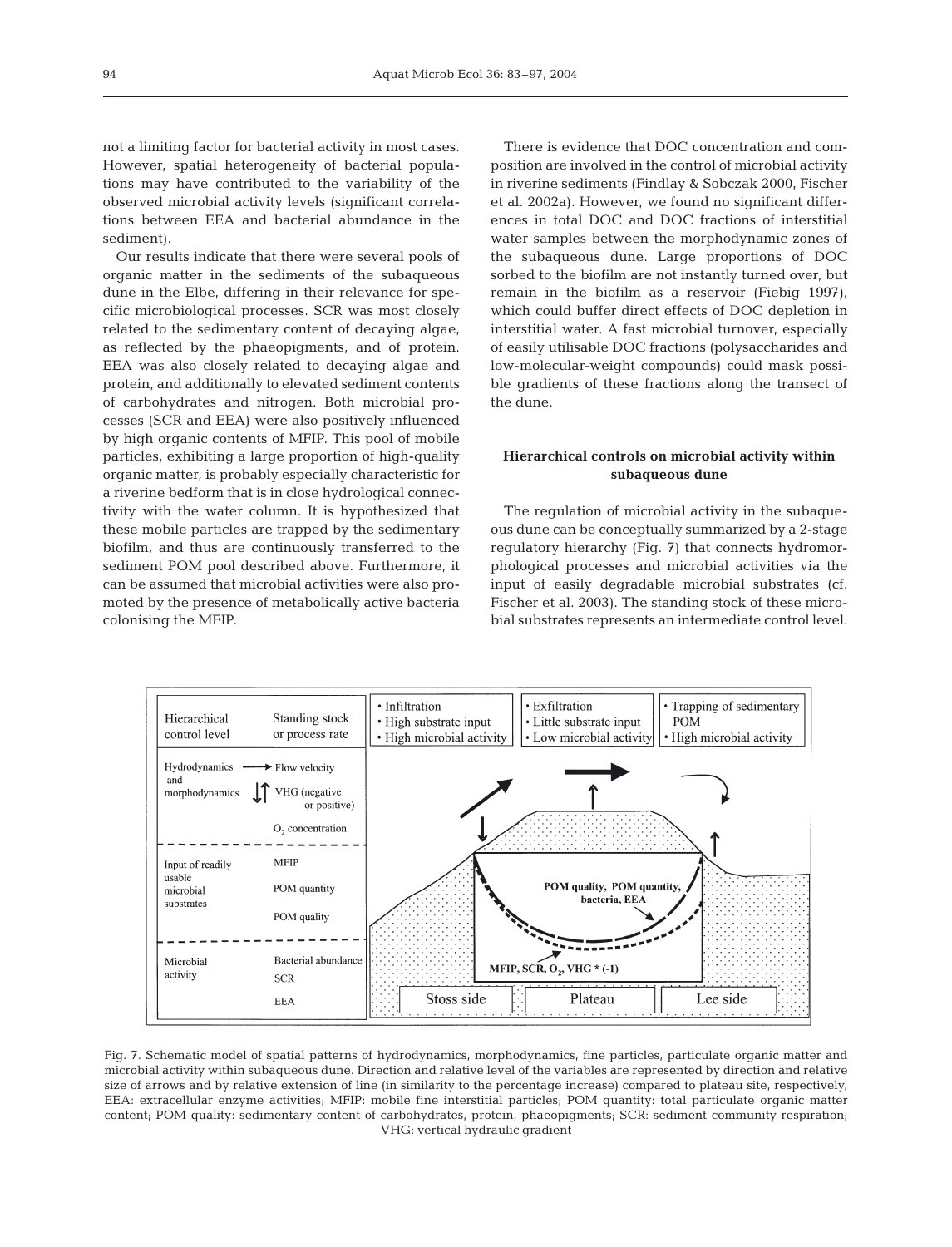not a limiting factor for bacterial activity in most cases. However, spatial heterogeneity of bacterial populations may have contributed to the variability of the observed microbial activity levels (significant correlations between EEA and bacterial abundance in the sediment).

Our results indicate that there were several pools of organic matter in the sediments of the subaqueous dune in the Elbe, differing in their relevance for specific microbiological processes. SCR was most closely related to the sedimentary content of decaying algae, as reflected by the phaeopigments, and of protein. EEA was also closely related to decaying algae and protein, and additionally to elevated sediment contents of carbohydrates and nitrogen. Both microbial processes (SCR and EEA) were also positively influenced by high organic contents of MFIP. This pool of mobile particles, exhibiting a large proportion of high-quality organic matter, is probably especially characteristic for a riverine bedform that is in close hydrological connectivity with the water column. It is hypothesized that these mobile particles are trapped by the sedimentary biofilm, and thus are continuously transferred to the sediment POM pool described above. Furthermore, it can be assumed that microbial activities were also promoted by the presence of metabolically active bacteria colonising the MFIP.

There is evidence that DOC concentration and composition are involved in the control of microbial activity in riverine sediments (Findlay & Sobczak 2000, Fischer et al. 2002a). However, we found no significant differences in total DOC and DOC fractions of interstitial water samples between the morphodynamic zones of the subaqueous dune. Large proportions of DOC sorbed to the biofilm are not instantly turned over, but remain in the biofilm as a reservoir (Fiebig 1997), which could buffer direct effects of DOC depletion in interstitial water. A fast microbial turnover, especially of easily utilisable DOC fractions (polysaccharides and low-molecular-weight compounds) could mask possible gradients of these fractions along the transect of the dune.

## Hierarchical controls on microbial activity within subaqueous dune

The regulation of microbial activity in the subaqueous dune can be conceptually summarized by a 2-stage regulatory hierarchy (Fig. 7) that connects hydromorphological processes and microbial activities via the input of easily degradable microbial substrates (cf. Fischer et al. 2003). The standing stock of these microbial substrates represents an intermediate control level.

| Hierarchical control level | Standing stock or process rate |
|---|---|
| Hydrodynamics and morphodynamics | Flow velocity; VHG (negative or positive); $O_2$ concentration |
| Input of readily usable microbial substrates | MFIP; POM quantity; POM quality |
| Microbial activity | Bacterial abundance; SCR; EEA |

| Stoss side | Plateau | Lee side |
|---|---|---|
| • Infiltration<br>• High substrate input<br>• High microbial activity | • Exfiltration<br>• Little substrate input<br>• Low microbial activity | • Trapping of sedimentary POM<br>• High microbial activity |

POM quality, POM quantity, bacteria, EEA

MFIP, SCR, $O_2$, VHG * (-1)

Fig. 7. Schematic model of spatial patterns of hydrodynamics, morphodynamics, fine particles, particulate organic matter and microbial activity within subaqueous dune. Direction and relative level of the variables are represented by direction and relative size of arrows and by relative extension of line (in similarity to the percentage increase) compared to plateau site, respectively, EEA: extracellular enzyme activities; MFIP: mobile fine interstitial particles; POM quantity: total particulate organic matter content; POM quality: sedimentary content of carbohydrates, protein, phaeopigments; SCR: sediment community respiration; VHG: vertical hydraulic gradient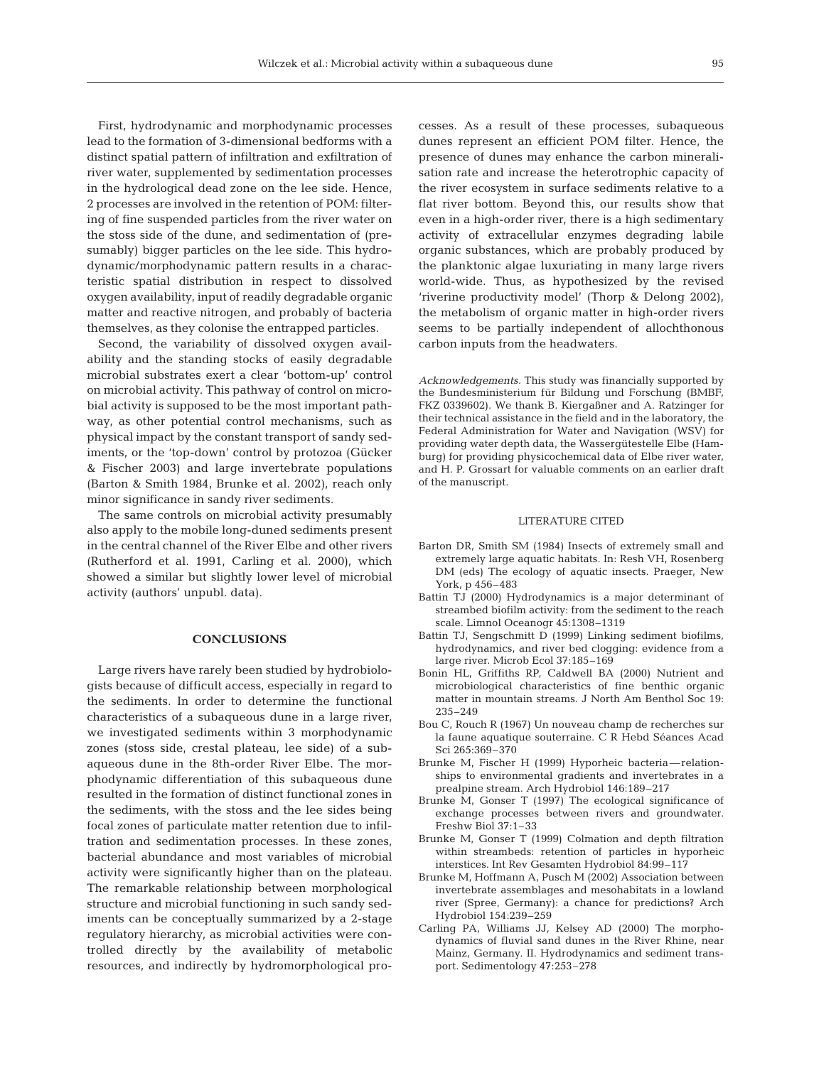First, hydrodynamic and morphodynamic processes lead to the formation of 3-dimensional bedforms with a distinct spatial pattern of infiltration and exfiltration of river water, supplemented by sedimentation processes in the hydrological dead zone on the lee side. Hence, 2 processes are involved in the retention of POM: filtering of fine suspended particles from the river water on the stoss side of the dune, and sedimentation of (presumably) bigger particles on the lee side. This hydrodynamic/morphodynamic pattern results in a characteristic spatial distribution in respect to dissolved oxygen availability, input of readily degradable organic matter and reactive nitrogen, and probably of bacteria themselves, as they colonise the entrapped particles.

Second, the variability of dissolved oxygen availability and the standing stocks of easily degradable microbial substrates exert a clear 'bottom-up' control on microbial activity. This pathway of control on microbial activity is supposed to be the most important pathway, as other potential control mechanisms, such as physical impact by the constant transport of sandy sediments, or the 'top-down' control by protozoa (Gücker & Fischer 2003) and large invertebrate populations (Barton & Smith 1984, Brunke et al. 2002), reach only minor significance in sandy river sediments.

The same controls on microbial activity presumably also apply to the mobile long-duned sediments present in the central channel of the River Elbe and other rivers (Rutherford et al. 1991, Carling et al. 2000), which showed a similar but slightly lower level of microbial activity (authors' unpubl. data).

## CONCLUSIONS

Large rivers have rarely been studied by hydrobiologists because of difficult access, especially in regard to the sediments. In order to determine the functional characteristics of a subaqueous dune in a large river, we investigated sediments within 3 morphodynamic zones (stoss side, crestal plateau, lee side) of a subaqueous dune in the 8th-order River Elbe. The morphodynamic differentiation of this subaqueous dune resulted in the formation of distinct functional zones in the sediments, with the stoss and the lee sides being focal zones of particulate matter retention due to infiltration and sedimentation processes. In these zones, bacterial abundance and most variables of microbial activity were significantly higher than on the plateau. The remarkable relationship between morphological structure and microbial functioning in such sandy sediments can be conceptually summarized by a 2-stage regulatory hierarchy, as microbial activities were controlled directly by the availability of metabolic resources, and indirectly by hydromorphological processes. As a result of these processes, subaqueous dunes represent an efficient POM filter. Hence, the presence of dunes may enhance the carbon mineralisation rate and increase the heterotrophic capacity of the river ecosystem in surface sediments relative to a flat river bottom. Beyond this, our results show that even in a high-order river, there is a high sedimentary activity of extracellular enzymes degrading labile organic substances, which are probably produced by the planktonic algae luxuriating in many large rivers world-wide. Thus, as hypothesized by the revised 'riverine productivity model' (Thorp & Delong 2002), the metabolism of organic matter in high-order rivers seems to be partially independent of allochthonous carbon inputs from the headwaters.

*Acknowledgements.* This study was financially supported by the Bundesministerium für Bildung und Forschung (BMBF, FKZ 0339602). We thank B. Kiergaßner and A. Ratzinger for their technical assistance in the field and in the laboratory, the Federal Administration for Water and Navigation (WSV) for providing water depth data, the Wassergütestelle Elbe (Hamburg) for providing physicochemical data of Elbe river water, and H. P. Grossart for valuable comments on an earlier draft of the manuscript.

## LITERATURE CITED

- Barton DR, Smith SM (1984) Insects of extremely small and extremely large aquatic habitats. In: Resh VH, Rosenberg DM (eds) The ecology of aquatic insects. Praeger, New York, p 456–483
- Battin TJ (2000) Hydrodynamics is a major determinant of streambed biofilm activity: from the sediment to the reach scale. Limnol Oceanogr 45:1308–1319
- Battin TJ, Sengschmitt D (1999) Linking sediment biofilms, hydrodynamics, and river bed clogging: evidence from a large river. Microb Ecol 37:185–169
- Bonin HL, Griffiths RP, Caldwell BA (2000) Nutrient and microbiological characteristics of fine benthic organic matter in mountain streams. J North Am Benthol Soc 19: 235–249
- Bou C, Rouch R (1967) Un nouveau champ de recherches sur la faune aquatique souterraine. C R Hebd Séances Acad Sci 265:369–370
- Brunke M, Fischer H (1999) Hyporheic bacteria—relationships to environmental gradients and invertebrates in a prealpine stream. Arch Hydrobiol 146:189–217
- Brunke M, Gonser T (1997) The ecological significance of exchange processes between rivers and groundwater. Freshw Biol 37:1–33
- Brunke M, Gonser T (1999) Colmation and depth filtration within streambeds: retention of particles in hyporheic interstices. Int Rev Gesamten Hydrobiol 84:99–117
- Brunke M, Hoffmann A, Pusch M (2002) Association between invertebrate assemblages and mesohabitats in a lowland river (Spree, Germany): a chance for predictions? Arch Hydrobiol 154:239–259
- Carling PA, Williams JJ, Kelsey AD (2000) The morphodynamics of fluvial sand dunes in the River Rhine, near Mainz, Germany. II. Hydrodynamics and sediment transport. Sedimentology 47:253–278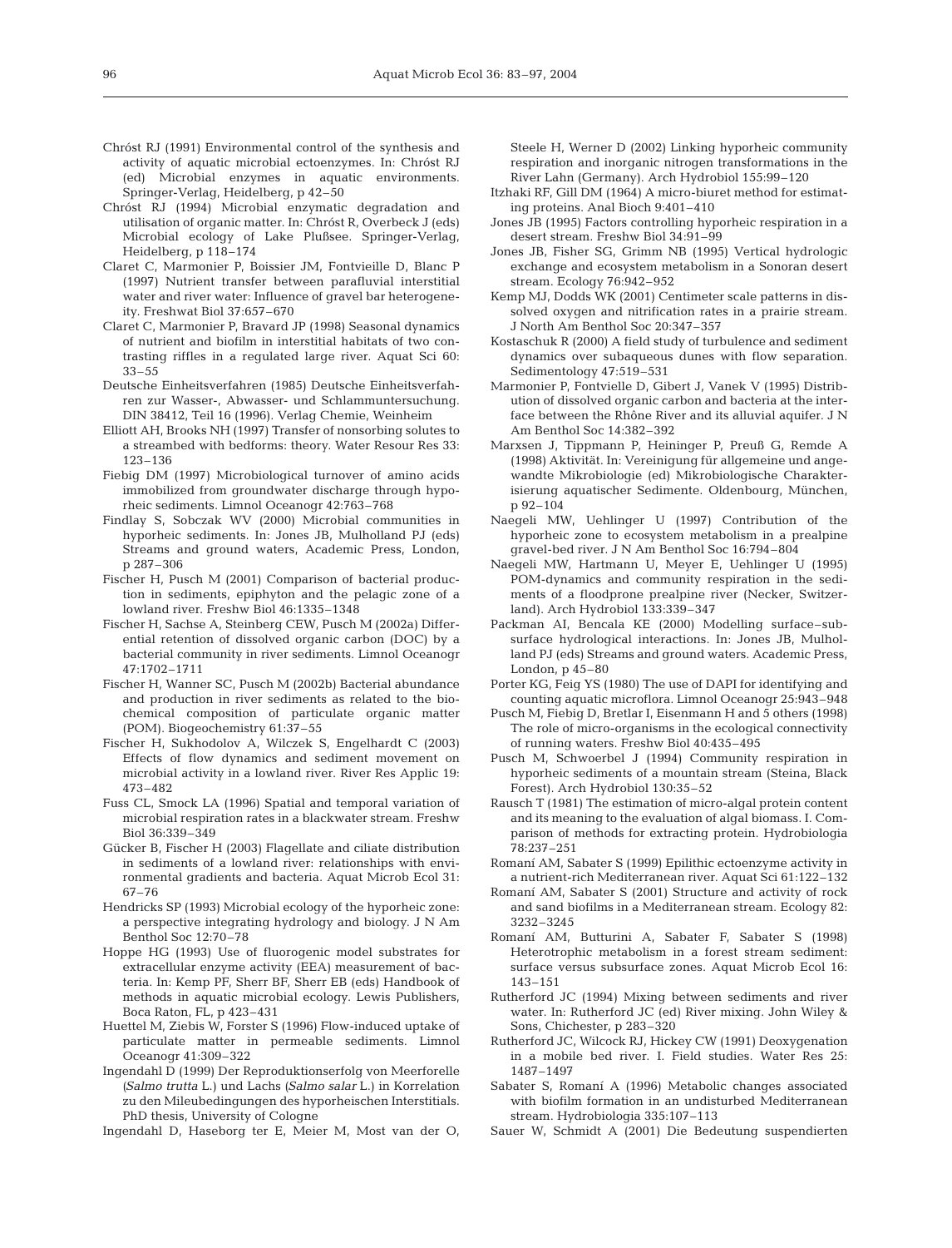Chróst RJ (1991) Environmental control of the synthesis and activity of aquatic microbial ectoenzymes. In: Chróst RJ (ed) Microbial enzymes in aquatic environments. Springer-Verlag, Heidelberg, p 42–50

Chróst RJ (1994) Microbial enzymatic degradation and utilisation of organic matter. In: Chróst R, Overbeck J (eds) Microbial ecology of Lake Plußsee. Springer-Verlag, Heidelberg, p 118–174

Claret C, Marmonier P, Boissier JM, Fontvieille D, Blanc P (1997) Nutrient transfer between parafluvial interstitial water and river water: Influence of gravel bar heterogeneity. Freshwat Biol 37:657–670

Claret C, Marmonier P, Bravard JP (1998) Seasonal dynamics of nutrient and biofilm in interstitial habitats of two contrasting riffles in a regulated large river. Aquat Sci 60: 33–55

Deutsche Einheitsverfahren (1985) Deutsche Einheitsverfahren zur Wasser-, Abwasser- und Schlammuntersuchung. DIN 38412, Teil 16 (1996). Verlag Chemie, Weinheim

Elliott AH, Brooks NH (1997) Transfer of nonsorbing solutes to a streambed with bedforms: theory. Water Resour Res 33: 123–136

Fiebig DM (1997) Microbiological turnover of amino acids immobilized from groundwater discharge through hyporheic sediments. Limnol Oceanogr 42:763–768

Findlay S, Sobczak WV (2000) Microbial communities in hyporheic sediments. In: Jones JB, Mulholland PJ (eds) Streams and ground waters, Academic Press, London, p 287–306

Fischer H, Pusch M (2001) Comparison of bacterial production in sediments, epiphyton and the pelagic zone of a lowland river. Freshw Biol 46:1335–1348

Fischer H, Sachse A, Steinberg CEW, Pusch M (2002a) Differential retention of dissolved organic carbon (DOC) by a bacterial community in river sediments. Limnol Oceanogr 47:1702–1711

Fischer H, Wanner SC, Pusch M (2002b) Bacterial abundance and production in river sediments as related to the biochemical composition of particulate organic matter (POM). Biogeochemistry 61:37–55

Fischer H, Sukhodolov A, Wilczek S, Engelhardt C (2003) Effects of flow dynamics and sediment movement on microbial activity in a lowland river. River Res Applic 19: 473–482

Fuss CL, Smock LA (1996) Spatial and temporal variation of microbial respiration rates in a blackwater stream. Freshw Biol 36:339–349

Gücker B, Fischer H (2003) Flagellate and ciliate distribution in sediments of a lowland river: relationships with environmental gradients and bacteria. Aquat Microb Ecol 31: 67–76

Hendricks SP (1993) Microbial ecology of the hyporheic zone: a perspective integrating hydrology and biology. J N Am Benthol Soc 12:70–78

Hoppe HG (1993) Use of fluorogenic model substrates for extracellular enzyme activity (EEA) measurement of bacteria. In: Kemp PF, Sherr BF, Sherr EB (eds) Handbook of methods in aquatic microbial ecology. Lewis Publishers, Boca Raton, FL, p 423–431

Huettel M, Ziebis W, Forster S (1996) Flow-induced uptake of particulate matter in permeable sediments. Limnol Oceanogr 41:309–322

Ingendahl D (1999) Der Reproduktionserfolg von Meerforelle (*Salmo trutta* L.) und Lachs (*Salmo salar* L.) in Korrelation zu den Mileubedingungen des hyporheischen Interstitials. PhD thesis, University of Cologne

Ingendahl D, Haseborg ter E, Meier M, Most van der O, Steele H, Werner D (2002) Linking hyporheic community respiration and inorganic nitrogen transformations in the River Lahn (Germany). Arch Hydrobiol 155:99–120

Itzhaki RF, Gill DM (1964) A micro-biuret method for estimating proteins. Anal Bioch 9:401–410

Jones JB (1995) Factors controlling hyporheic respiration in a desert stream. Freshw Biol 34:91–99

Jones JB, Fisher SG, Grimm NB (1995) Vertical hydrologic exchange and ecosystem metabolism in a Sonoran desert stream. Ecology 76:942–952

Kemp MJ, Dodds WK (2001) Centimeter scale patterns in dissolved oxygen and nitrification rates in a prairie stream. J North Am Benthol Soc 20:347–357

Kostaschuk R (2000) A field study of turbulence and sediment dynamics over subaqueous dunes with flow separation. Sedimentology 47:519–531

Marmonier P, Fontvielle D, Gibert J, Vanek V (1995) Distribution of dissolved organic carbon and bacteria at the interface between the Rhône River and its alluvial aquifer. J N Am Benthol Soc 14:382–392

Marxsen J, Tippmann P, Heininger P, Preuß G, Remde A (1998) Aktivität. In: Vereinigung für allgemeine und angewandte Mikrobiologie (ed) Mikrobiologische Charakterisierung aquatischer Sedimente. Oldenbourg, München, p 92–104

Naegeli MW, Uehlinger U (1997) Contribution of the hyporheic zone to ecosystem metabolism in a prealpine gravel-bed river. J N Am Benthol Soc 16:794–804

Naegeli MW, Hartmann U, Meyer E, Uehlinger U (1995) POM-dynamics and community respiration in the sediments of a floodprone prealpine river (Necker, Switzerland). Arch Hydrobiol 133:339–347

Packman AI, Bencala KE (2000) Modelling surface–subsurface hydrological interactions. In: Jones JB, Mulholland PJ (eds) Streams and ground waters. Academic Press, London, p 45–80

Porter KG, Feig YS (1980) The use of DAPI for identifying and counting aquatic microflora. Limnol Oceanogr 25:943–948

Pusch M, Fiebig D, Bretlar I, Eisenmann H and 5 others (1998) The role of micro-organisms in the ecological connectivity of running waters. Freshw Biol 40:435–495

Pusch M, Schwoerbel J (1994) Community respiration in hyporheic sediments of a mountain stream (Steina, Black Forest). Arch Hydrobiol 130:35–52

Rausch T (1981) The estimation of micro-algal protein content and its meaning to the evaluation of algal biomass. I. Comparison of methods for extracting protein. Hydrobiologia 78:237–251

Romaní AM, Sabater S (1999) Epilithic ectoenzyme activity in a nutrient-rich Mediterranean river. Aquat Sci 61:122–132

Romaní AM, Sabater S (2001) Structure and activity of rock and sand biofilms in a Mediterranean stream. Ecology 82: 3232–3245

Romaní AM, Butturini A, Sabater F, Sabater S (1998) Heterotrophic metabolism in a forest stream sediment: surface versus subsurface zones. Aquat Microb Ecol 16: 143–151

Rutherford JC (1994) Mixing between sediments and river water. In: Rutherford JC (ed) River mixing. John Wiley & Sons, Chichester, p 283–320

Rutherford JC, Wilcock RJ, Hickey CW (1991) Deoxygenation in a mobile bed river. I. Field studies. Water Res 25: 1487–1497

Sabater S, Romaní A (1996) Metabolic changes associated with biofilm formation in an undisturbed Mediterranean stream. Hydrobiologia 335:107–113

Sauer W, Schmidt A (2001) Die Bedeutung suspendierten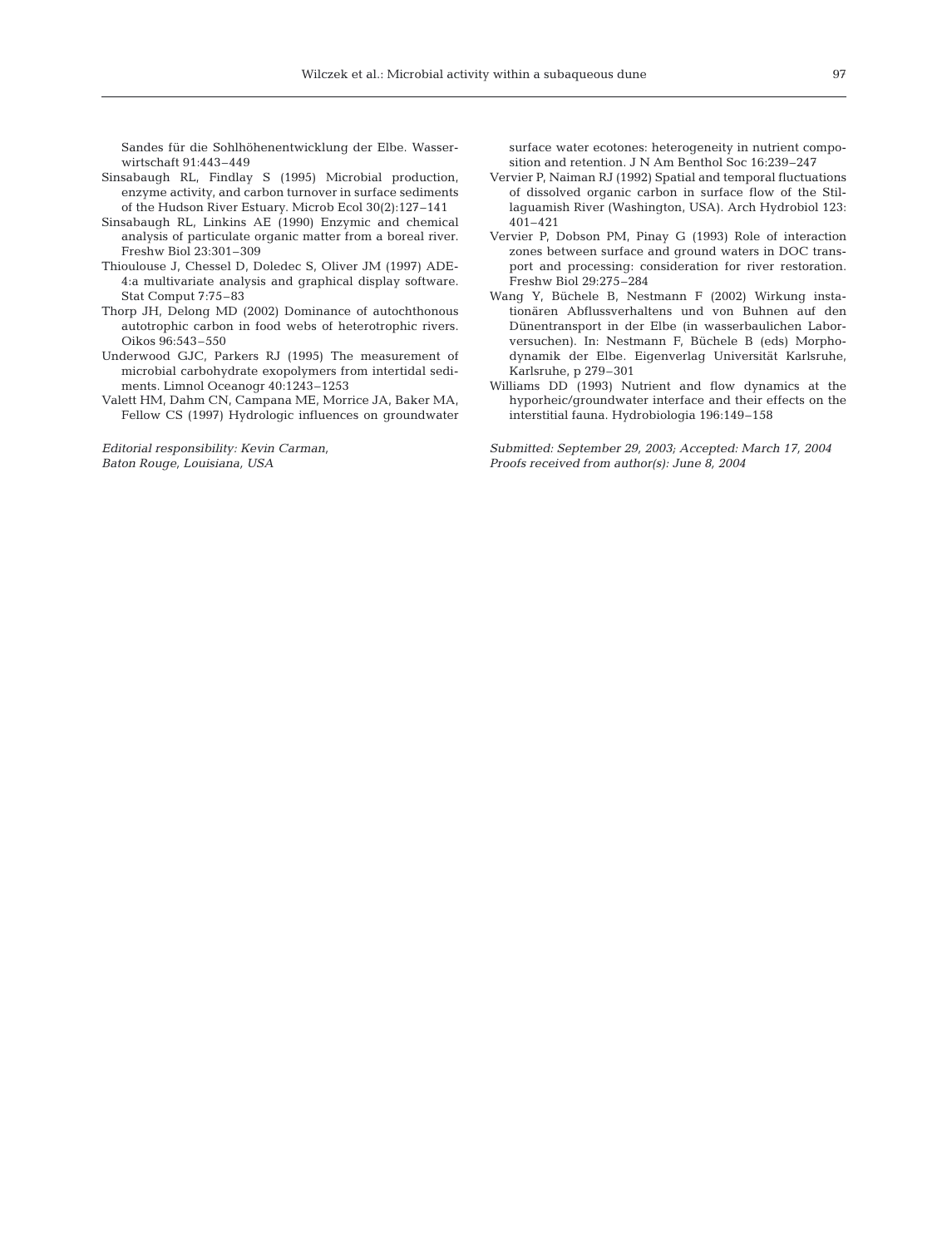Sandes für die Sohlhöhenentwicklung der Elbe. Wasserwirtschaft 91:443–449

Sinsabaugh RL, Findlay S (1995) Microbial production, enzyme activity, and carbon turnover in surface sediments of the Hudson River Estuary. Microb Ecol 30(2):127–141

Sinsabaugh RL, Linkins AE (1990) Enzymic and chemical analysis of particulate organic matter from a boreal river. Freshw Biol 23:301–309

Thioulouse J, Chessel D, Doledec S, Oliver JM (1997) ADE-4:a multivariate analysis and graphical display software. Stat Comput 7:75–83

Thorp JH, Delong MD (2002) Dominance of autochthonous autotrophic carbon in food webs of heterotrophic rivers. Oikos 96:543–550

Underwood GJC, Parkers RJ (1995) The measurement of microbial carbohydrate exopolymers from intertidal sediments. Limnol Oceanogr 40:1243–1253

Valett HM, Dahm CN, Campana ME, Morrice JA, Baker MA, Fellow CS (1997) Hydrologic influences on groundwater surface water ecotones: heterogeneity in nutrient composition and retention. J N Am Benthol Soc 16:239–247

Vervier P, Naiman RJ (1992) Spatial and temporal fluctuations of dissolved organic carbon in surface flow of the Stillaguamish River (Washington, USA). Arch Hydrobiol 123: 401–421

Vervier P, Dobson PM, Pinay G (1993) Role of interaction zones between surface and ground waters in DOC transport and processing: consideration for river restoration. Freshw Biol 29:275–284

Wang Y, Büchele B, Nestmann F (2002) Wirkung instationären Abflussverhaltens und von Buhnen auf den Dünentransport in der Elbe (in wasserbaulichen Laborversuchen). In: Nestmann F, Büchele B (eds) Morphodynamik der Elbe. Eigenverlag Universität Karlsruhe, Karlsruhe, p 279–301

Williams DD (1993) Nutrient and flow dynamics at the hyporheic/groundwater interface and their effects on the interstitial fauna. Hydrobiologia 196:149–158

*Editorial responsibility: Kevin Carman, Baton Rouge, Louisiana, USA*

*Submitted: September 29, 2003; Accepted: March 17, 2004*
*Proofs received from author(s): June 8, 2004*